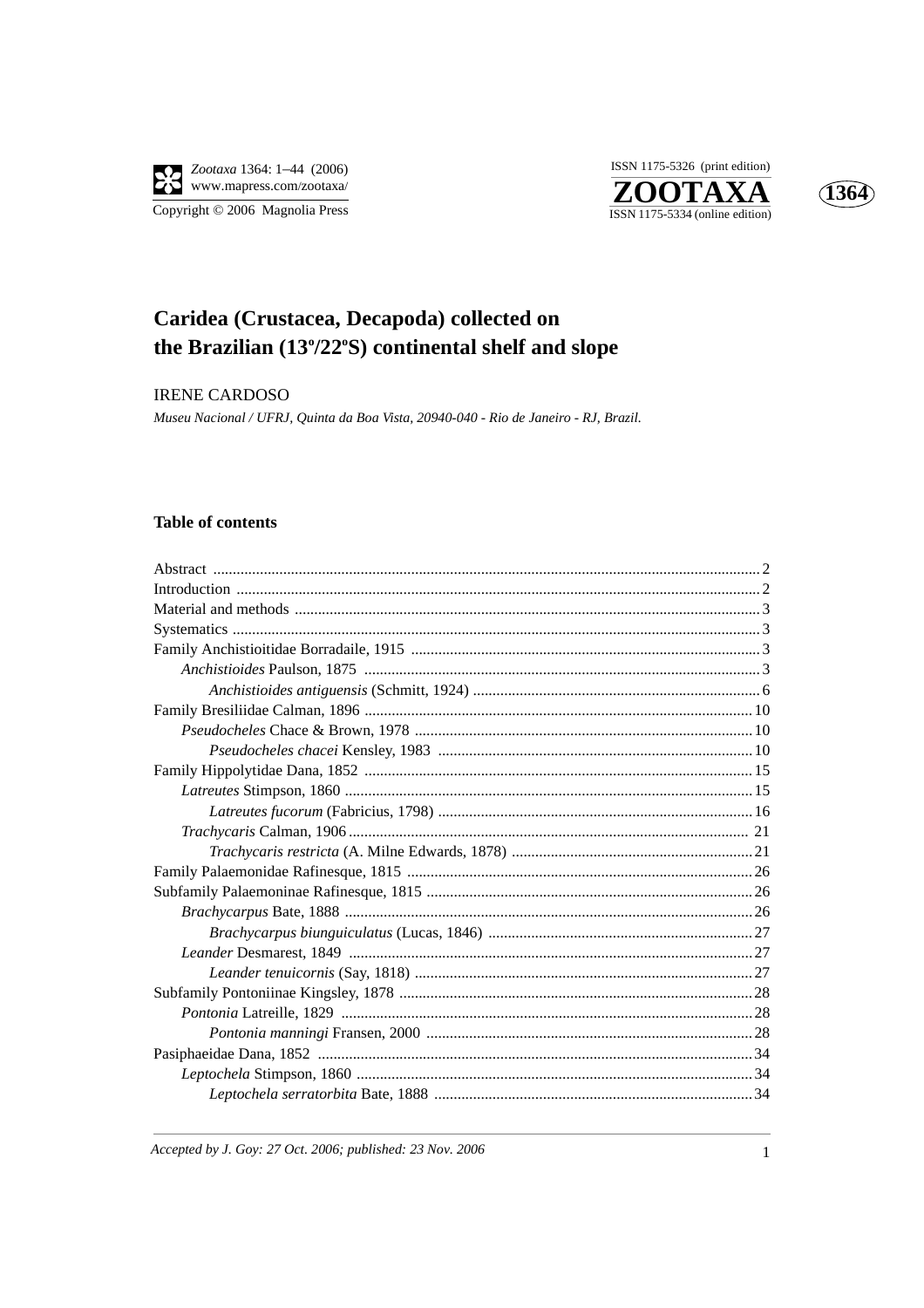# Caridea (Crustacea, Decapoda) collected on the Brazilian (13º/22ºS) continental shelf and slope

IRENE CARDOSO

*Museu Nacional / UFRJ, Quinta da Boa Vista, 20940-040 - Rio de Janeiro - RJ, Brazil.*

## Table of contents

Abstract .... 2
Introduction .... 2
Material and methods .... 3
Systematics .... 3
Family Anchistioitidae Borradaile, 1915 .... 3
- *Anchistioides* Paulson, 1875 .... 3
  - *Anchistioides antiguensis* (Schmitt, 1924) .... 6

Family Bresiliidae Calman, 1896 .... 10
- *Pseudocheles* Chace & Brown, 1978 .... 10
  - *Pseudocheles chacei* Kensley, 1983 .... 10

Family Hippolytidae Dana, 1852 .... 15
- *Latreutes* Stimpson, 1860 .... 15
  - *Latreutes fucorum* (Fabricius, 1798) .... 16
- *Trachycaris* Calman, 1906 .... 21
  - *Trachycaris restricta* (A. Milne Edwards, 1878) .... 21

Family Palaemonidae Rafinesque, 1815 .... 26
Subfamily Palaemoninae Rafinesque, 1815 .... 26
- *Brachycarpus* Bate, 1888 .... 26
  - *Brachycarpus biunguiculatus* (Lucas, 1846) .... 27
- *Leander* Desmarest, 1849 .... 27
  - *Leander tenuicornis* (Say, 1818) .... 27

Subfamily Pontoniinae Kingsley, 1878 .... 28
- *Pontonia* Latreille, 1829 .... 28
  - *Pontonia manningi* Fransen, 2000 .... 28

Pasiphaeidae Dana, 1852 .... 34
- *Leptochela* Stimpson, 1860 .... 34
  - *Leptochela serratorbita* Bate, 1888 .... 34

*Accepted by J. Goy: 27 Oct. 2006; published: 23 Nov. 2006*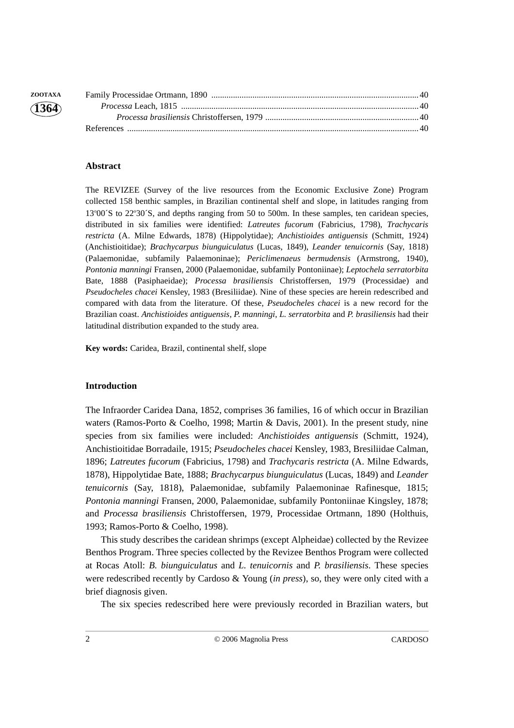Family Processidae Ortmann, 1890 ........................................................................................... 40

*Processa* Leach, 1815 ........................................................................................................ 40

*Processa brasiliensis* Christoffersen, 1979 ........................................................................ 40

References ........................................................................................................................... 40

## Abstract

The REVIZEE (Survey of the live resources from the Economic Exclusive Zone) Program collected 158 benthic samples, in Brazilian continental shelf and slope, in latitudes ranging from 13º00´S to 22º30´S, and depths ranging from 50 to 500m. In these samples, ten caridean species, distributed in six families were identified: *Latreutes fucorum* (Fabricius, 1798), *Trachycaris restricta* (A. Milne Edwards, 1878) (Hippolytidae); *Anchistioides antiguensis* (Schmitt, 1924) (Anchistioitidae); *Brachycarpus biunguiculatus* (Lucas, 1849), *Leander tenuicornis* (Say, 1818) (Palaemonidae, subfamily Palaemoninae); *Periclimenaeus bermudensis* (Armstrong, 1940), *Pontonia manningi* Fransen, 2000 (Palaemonidae, subfamily Pontoniinae); *Leptochela serratorbita* Bate, 1888 (Pasiphaeidae); *Processa brasiliensis* Christoffersen, 1979 (Processidae) and *Pseudocheles chacei* Kensley, 1983 (Bresiliidae). Nine of these species are herein redescribed and compared with data from the literature. Of these, *Pseudocheles chacei* is a new record for the Brazilian coast. *Anchistioides antiguensis*, *P. manningi*, *L. serratorbita* and *P. brasiliensis* had their latitudinal distribution expanded to the study area.

**Key words:** Caridea, Brazil, continental shelf, slope

## Introduction

The Infraorder Caridea Dana, 1852, comprises 36 families, 16 of which occur in Brazilian waters (Ramos-Porto & Coelho, 1998; Martin & Davis, 2001). In the present study, nine species from six families were included: *Anchistioides antiguensis* (Schmitt, 1924), Anchistioitidae Borradaile, 1915; *Pseudocheles chacei* Kensley, 1983, Bresiliidae Calman, 1896; *Latreutes fucorum* (Fabricius, 1798) and *Trachycaris restricta* (A. Milne Edwards, 1878), Hippolytidae Bate, 1888; *Brachycarpus biunguiculatus* (Lucas, 1849) and *Leander tenuicornis* (Say, 1818), Palaemonidae, subfamily Palaemoninae Rafinesque, 1815; *Pontonia manningi* Fransen, 2000, Palaemonidae, subfamily Pontoniinae Kingsley, 1878; and *Processa brasiliensis* Christoffersen, 1979, Processidae Ortmann, 1890 (Holthuis, 1993; Ramos-Porto & Coelho, 1998).

This study describes the caridean shrimps (except Alpheidae) collected by the Revizee Benthos Program. Three species collected by the Revizee Benthos Program were collected at Rocas Atoll: *B. biunguiculatus* and *L. tenuicornis* and *P. brasiliensis*. These species were redescribed recently by Cardoso & Young (*in press*), so, they were only cited with a brief diagnosis given.

The six species redescribed here were previously recorded in Brazilian waters, but